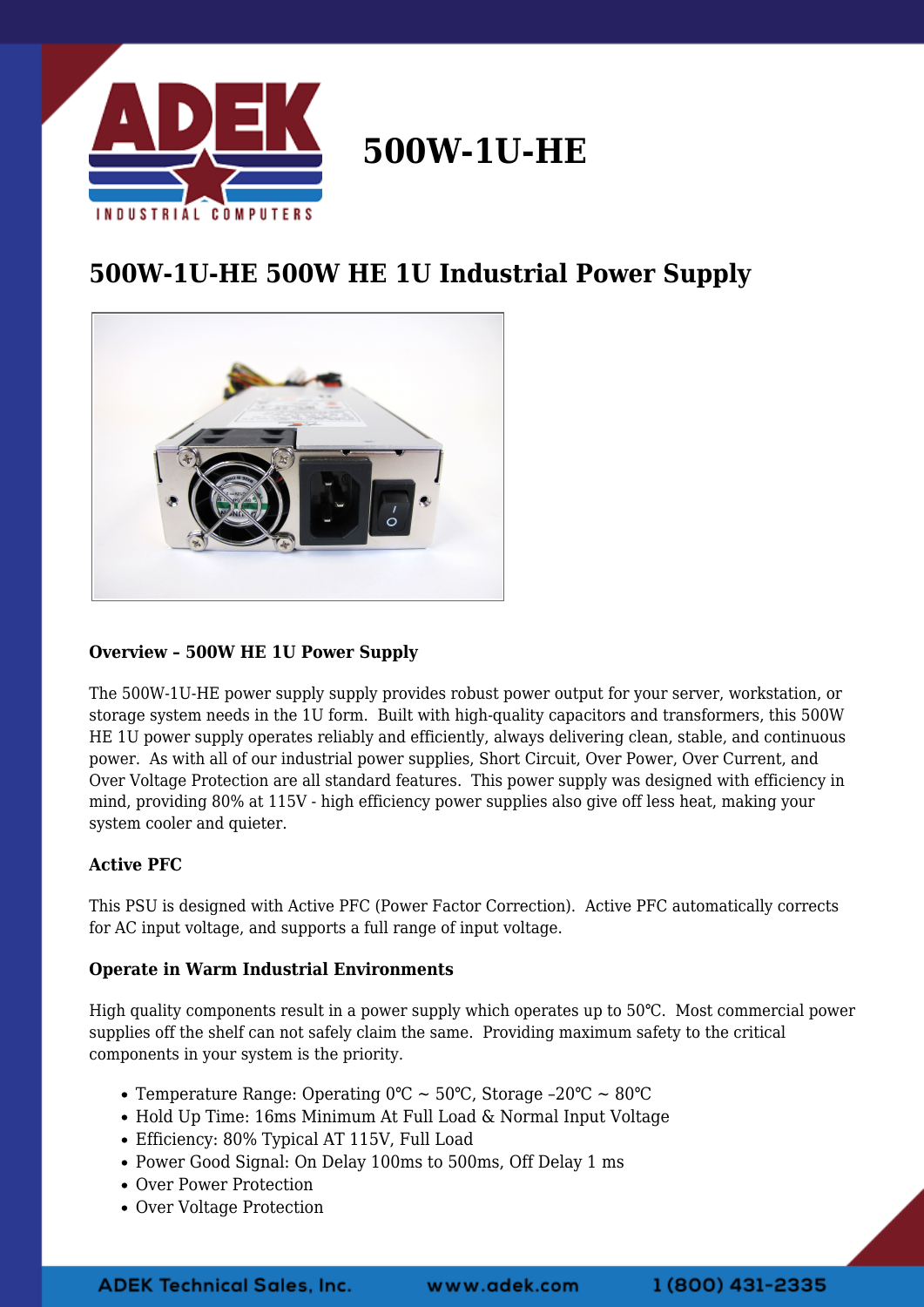# 500W-1U-HE

## 500W-1U-HE 500W HE 1U Industrial Power Supply

**Overview – 500W HE 1U Power Supply**

The 500W-1U-HE power supply supply provides robust power output for your server, workstation, or storage system needs in the 1U form.  Built with high-quality capacitors and transformers, this 500W HE 1U power supply operates reliably and efficiently, always delivering clean, stable, and continuous power.  As with all of our industrial power supplies, Short Circuit, Over Power, Over Current, and Over Voltage Protection are all standard features.  This power supply was designed with efficiency in mind, providing 80% at 115V - high efficiency power supplies also give off less heat, making your system cooler and quieter.

**Active PFC**

This PSU is designed with Active PFC (Power Factor Correction).  Active PFC automatically corrects for AC input voltage, and supports a full range of input voltage.

**Operate in Warm Industrial Environments**

High quality components result in a power supply which operates up to 50℃.  Most commercial power supplies off the shelf can not safely claim the same.  Providing maximum safety to the critical components in your system is the priority.

- Temperature Range: Operating 0℃ ~ 50℃, Storage –20℃ ~ 80℃
- Hold Up Time: 16ms Minimum At Full Load & Normal Input Voltage
- Efficiency: 80% Typical AT 115V, Full Load
- Power Good Signal: On Delay 100ms to 500ms, Off Delay 1 ms
- Over Power Protection
- Over Voltage Protection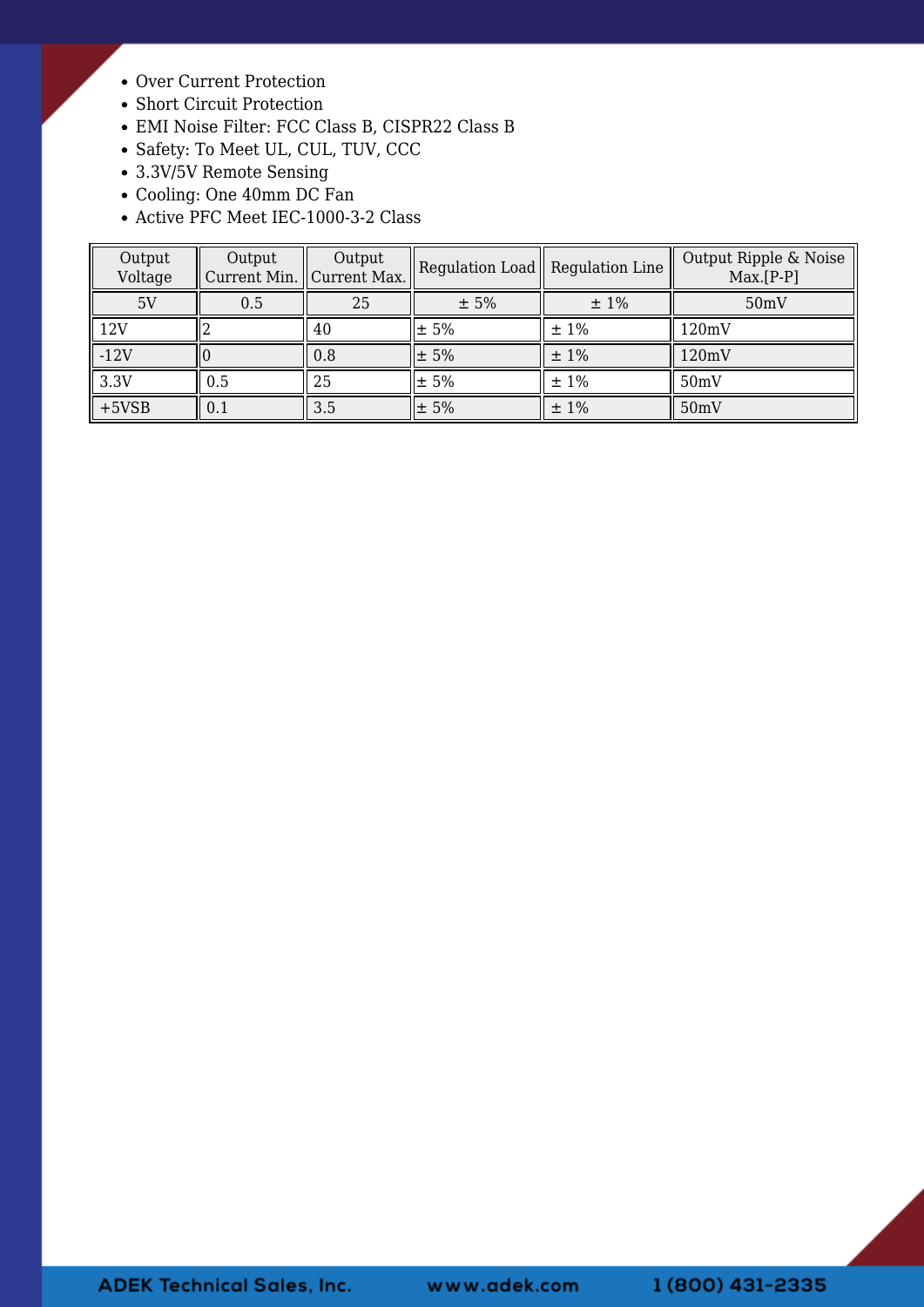- Over Current Protection
- Short Circuit Protection
- EMI Noise Filter: FCC Class B, CISPR22 Class B
- Safety: To Meet UL, CUL, TUV, CCC
- 3.3V/5V Remote Sensing
- Cooling: One 40mm DC Fan
- Active PFC Meet IEC-1000-3-2 Class

| Output Voltage | Output Current Min. | Output Current Max. | Regulation Load | Regulation Line | Output Ripple & Noise Max.[P-P] |
|---|---|---|---|---|---|
| 5V | 0.5 | 25 | ± 5% | ± 1% | 50mV |
| 12V | 2 | 40 | ± 5% | ± 1% | 120mV |
| -12V | 0 | 0.8 | ± 5% | ± 1% | 120mV |
| 3.3V | 0.5 | 25 | ± 5% | ± 1% | 50mV |
| +5VSB | 0.1 | 3.5 | ± 5% | ± 1% | 50mV |